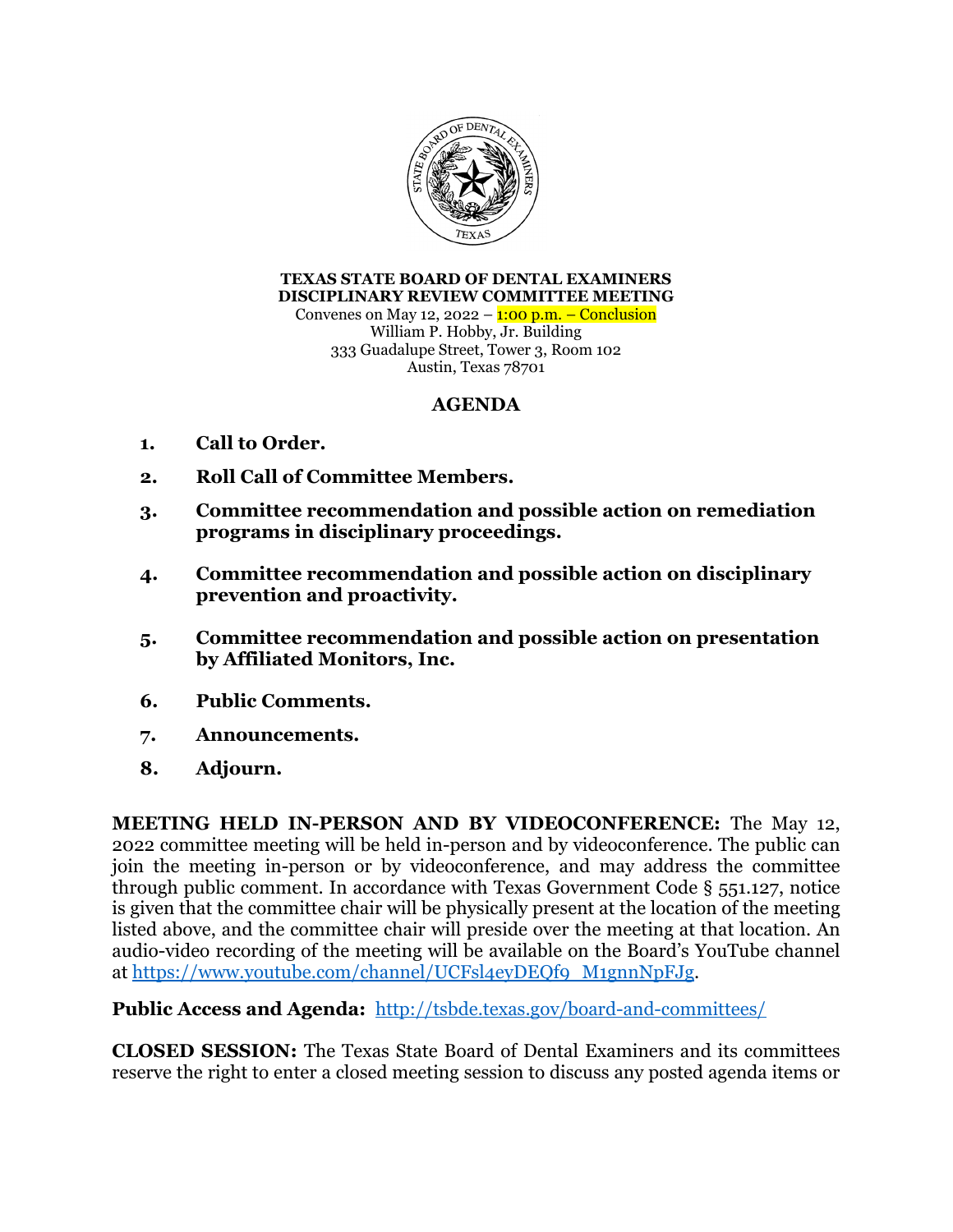**TEXAS STATE BOARD OF DENTAL EXAMINERS**
**DISCIPLINARY REVIEW COMMITTEE MEETING**
Convenes on May 12, 2022 – 1:00 p.m. – Conclusion
William P. Hobby, Jr. Building
333 Guadalupe Street, Tower 3, Room 102
Austin, Texas 78701

## AGENDA

1. **Call to Order.**
2. **Roll Call of Committee Members.**
3. **Committee recommendation and possible action on remediation programs in disciplinary proceedings.**
4. **Committee recommendation and possible action on disciplinary prevention and proactivity.**
5. **Committee recommendation and possible action on presentation by Affiliated Monitors, Inc.**
6. **Public Comments.**
7. **Announcements.**
8. **Adjourn.**

**MEETING HELD IN-PERSON AND BY VIDEOCONFERENCE:** The May 12, 2022 committee meeting will be held in-person and by videoconference. The public can join the meeting in-person or by videoconference, and may address the committee through public comment. In accordance with Texas Government Code § 551.127, notice is given that the committee chair will be physically present at the location of the meeting listed above, and the committee chair will preside over the meeting at that location. An audio-video recording of the meeting will be available on the Board's YouTube channel at https://www.youtube.com/channel/UCFsl4eyDEQf9_M1gnnNpFJg.

**Public Access and Agenda:** http://tsbde.texas.gov/board-and-committees/

**CLOSED SESSION:** The Texas State Board of Dental Examiners and its committees reserve the right to enter a closed meeting session to discuss any posted agenda items or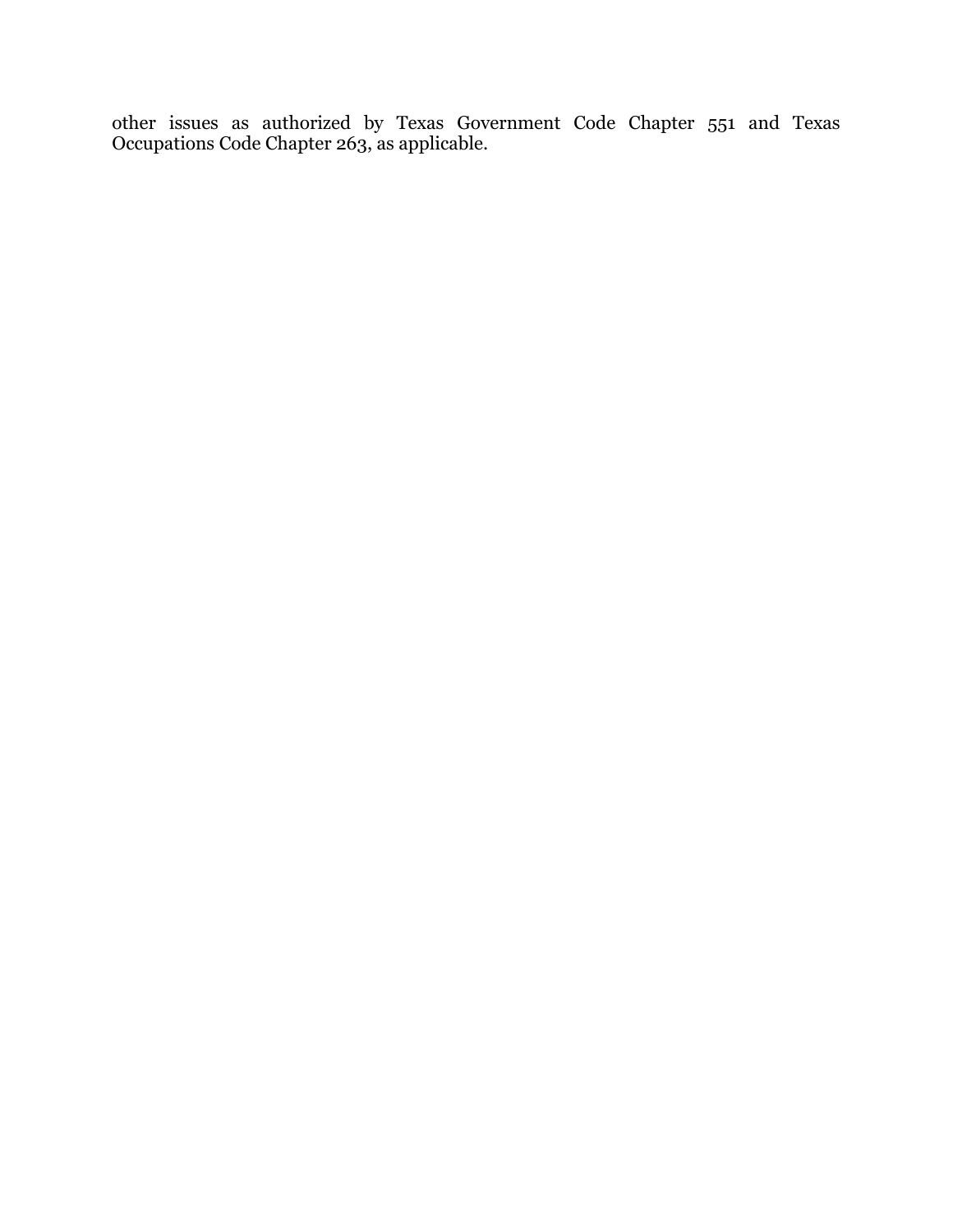other issues as authorized by Texas Government Code Chapter 551 and Texas Occupations Code Chapter 263, as applicable.